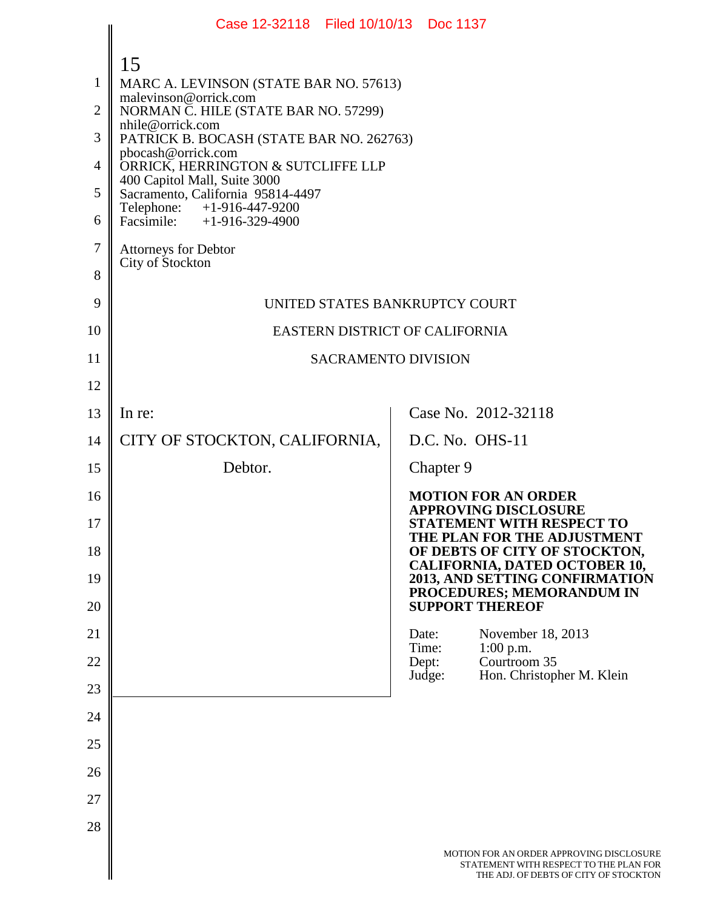MARC A. LEVINSON (STATE BAR NO. 57613)
malevinson@orrick.com
NORMAN C. HILE (STATE BAR NO. 57299)
nhile@orrick.com
PATRICK B. BOCASH (STATE BAR NO. 262763)
pbocash@orrick.com
ORRICK, HERRINGTON & SUTCLIFFE LLP
400 Capitol Mall, Suite 3000
Sacramento, California 95814-4497
Telephone: +1-916-447-9200
Facsimile: +1-916-329-4900

Attorneys for Debtor
City of Stockton

UNITED STATES BANKRUPTCY COURT

EASTERN DISTRICT OF CALIFORNIA

SACRAMENTO DIVISION

| | |
|---|---|
| In re:<br><br>CITY OF STOCKTON, CALIFORNIA,<br><br>Debtor. | Case No. 2012-32118<br><br>D.C. No. OHS-11<br><br>Chapter 9<br><br>**MOTION FOR AN ORDER APPROVING DISCLOSURE STATEMENT WITH RESPECT TO THE PLAN FOR THE ADJUSTMENT OF DEBTS OF CITY OF STOCKTON, CALIFORNIA, DATED OCTOBER 10, 2013, AND SETTING CONFIRMATION PROCEDURES; MEMORANDUM IN SUPPORT THEREOF**<br><br>Date: November 18, 2013<br>Time: 1:00 p.m.<br>Dept: Courtroom 35<br>Judge: Hon. Christopher M. Klein |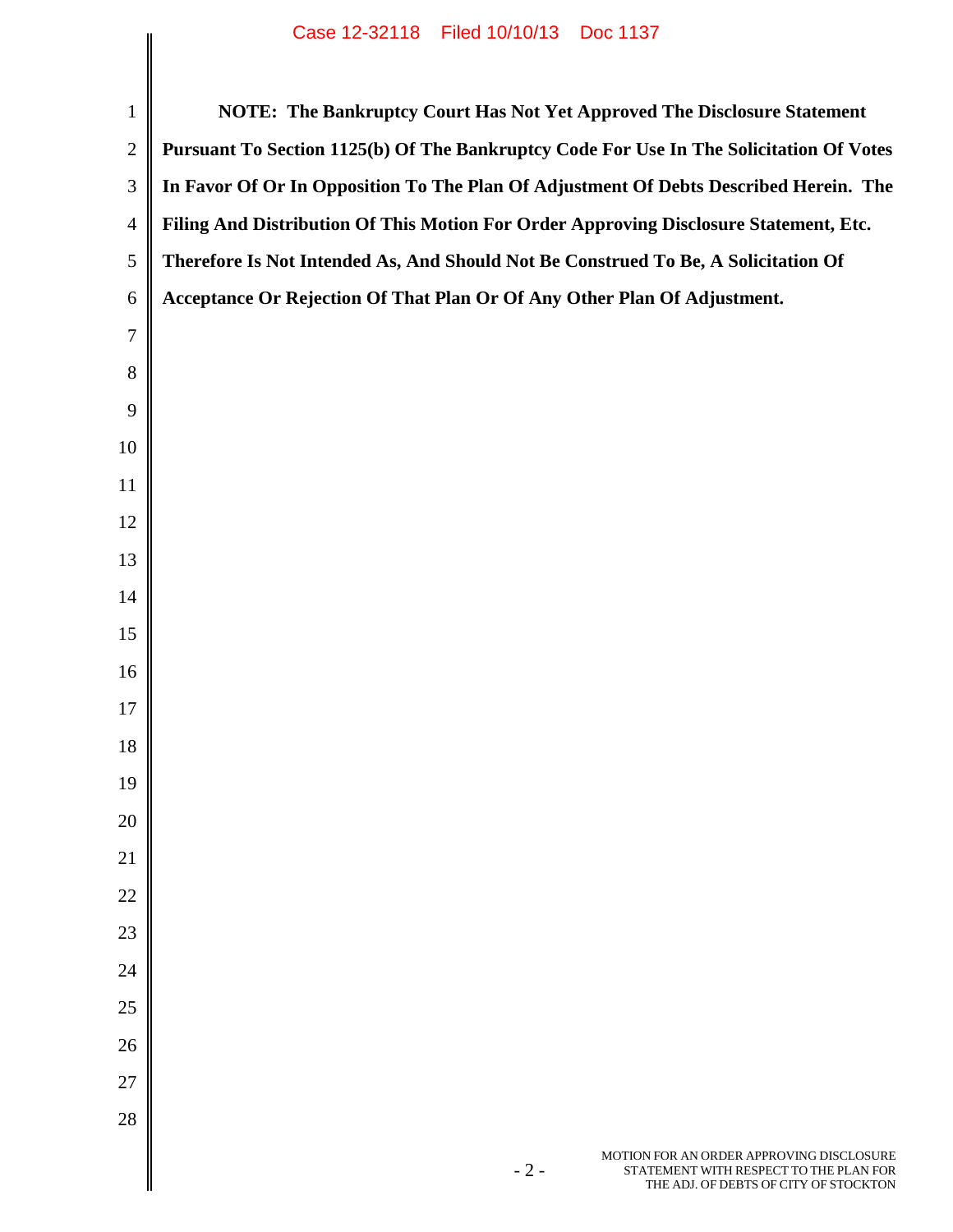**NOTE: The Bankruptcy Court Has Not Yet Approved The Disclosure Statement Pursuant To Section 1125(b) Of The Bankruptcy Code For Use In The Solicitation Of Votes In Favor Of Or In Opposition To The Plan Of Adjustment Of Debts Described Herein. The Filing And Distribution Of This Motion For Order Approving Disclosure Statement, Etc. Therefore Is Not Intended As, And Should Not Be Construed To Be, A Solicitation Of Acceptance Or Rejection Of That Plan Or Of Any Other Plan Of Adjustment.**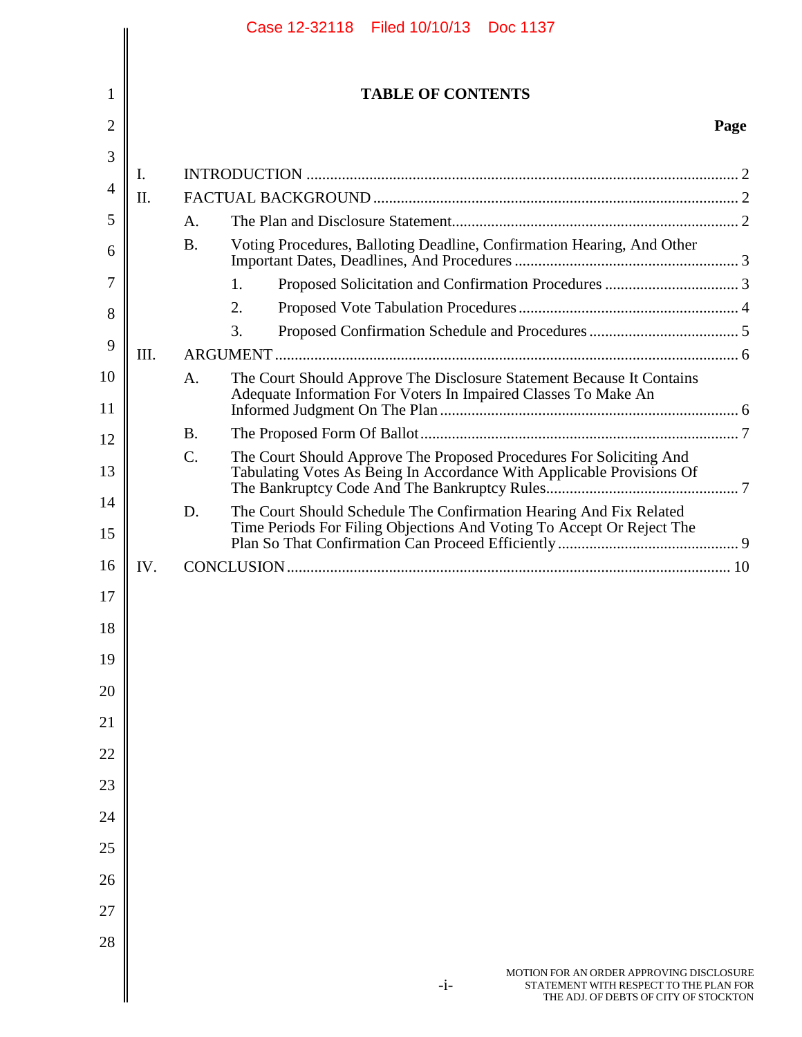# TABLE OF CONTENTS

**Page**

- I. INTRODUCTION .......... 2
- II. FACTUAL BACKGROUND .......... 2
  - A. The Plan and Disclosure Statement .......... 2
  - B. Voting Procedures, Balloting Deadline, Confirmation Hearing, And Other Important Dates, Deadlines, And Procedures .......... 3
    - 1. Proposed Solicitation and Confirmation Procedures .......... 3
    - 2. Proposed Vote Tabulation Procedures .......... 4
    - 3. Proposed Confirmation Schedule and Procedures .......... 5
- III. ARGUMENT .......... 6
  - A. The Court Should Approve The Disclosure Statement Because It Contains Adequate Information For Voters In Impaired Classes To Make An Informed Judgment On The Plan .......... 6
  - B. The Proposed Form Of Ballot .......... 7
  - C. The Court Should Approve The Proposed Procedures For Soliciting And Tabulating Votes As Being In Accordance With Applicable Provisions Of The Bankruptcy Code And The Bankruptcy Rules .......... 7
  - D. The Court Should Schedule The Confirmation Hearing And Fix Related Time Periods For Filing Objections And Voting To Accept Or Reject The Plan So That Confirmation Can Proceed Efficiently .......... 9
- IV. CONCLUSION .......... 10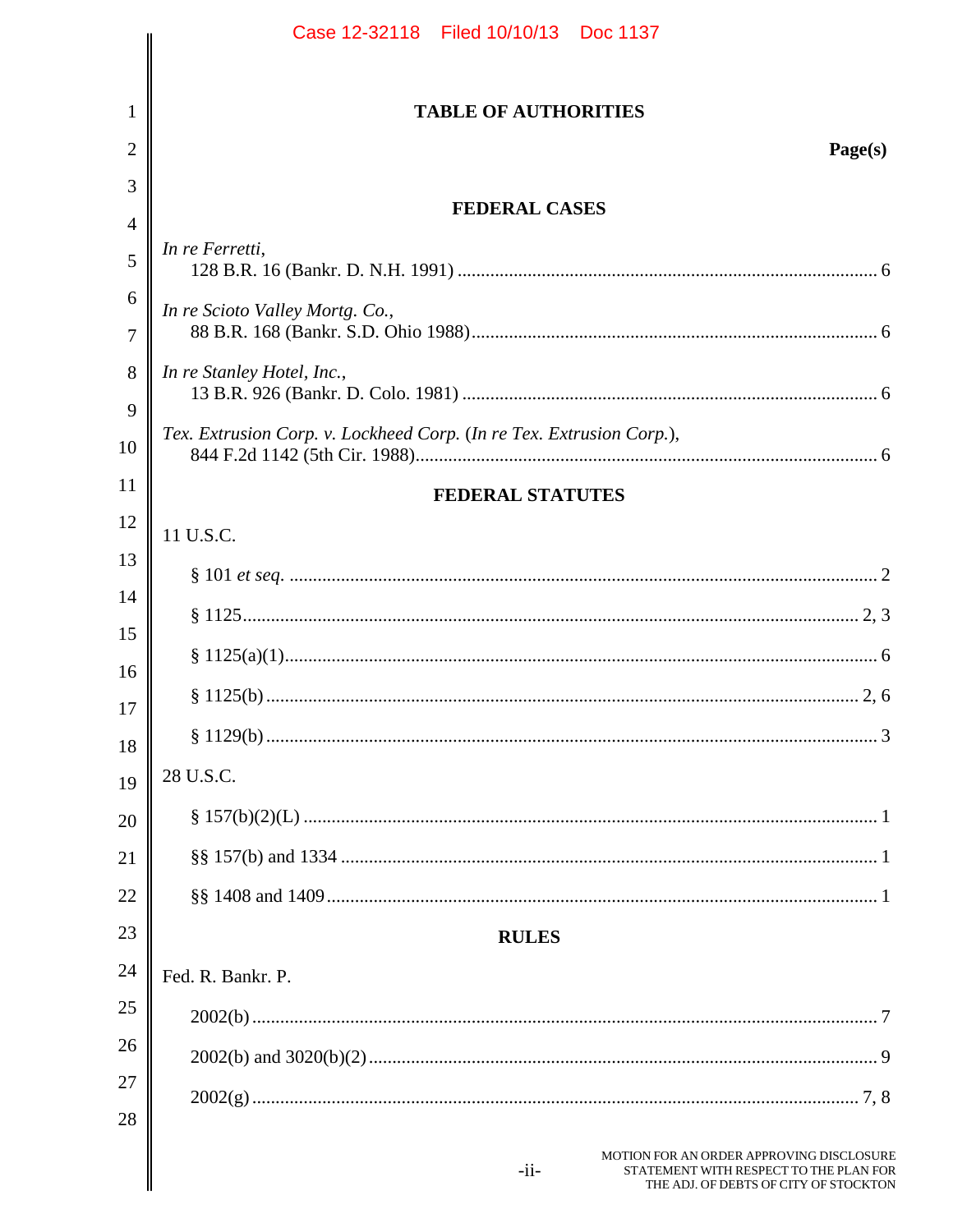# TABLE OF AUTHORITIES

**Page(s)**

## FEDERAL CASES

*In re Ferretti*,
128 B.R. 16 (Bankr. D. N.H. 1991) .......... 6

*In re Scioto Valley Mortg. Co.*,
88 B.R. 168 (Bankr. S.D. Ohio 1988) .......... 6

*In re Stanley Hotel, Inc.*,
13 B.R. 926 (Bankr. D. Colo. 1981) .......... 6

*Tex. Extrusion Corp. v. Lockheed Corp.* (*In re Tex. Extrusion Corp.*),
844 F.2d 1142 (5th Cir. 1988) .......... 6

## FEDERAL STATUTES

11 U.S.C.

§ 101 *et seq.* .......... 2

§ 1125 .......... 2, 3

§ 1125(a)(1) .......... 6

§ 1125(b) .......... 2, 6

§ 1129(b) .......... 3

28 U.S.C.

§ 157(b)(2)(L) .......... 1

§§ 157(b) and 1334 .......... 1

§§ 1408 and 1409 .......... 1

## RULES

Fed. R. Bankr. P.

2002(b) .......... 7

2002(b) and 3020(b)(2) .......... 9

2002(g) .......... 7, 8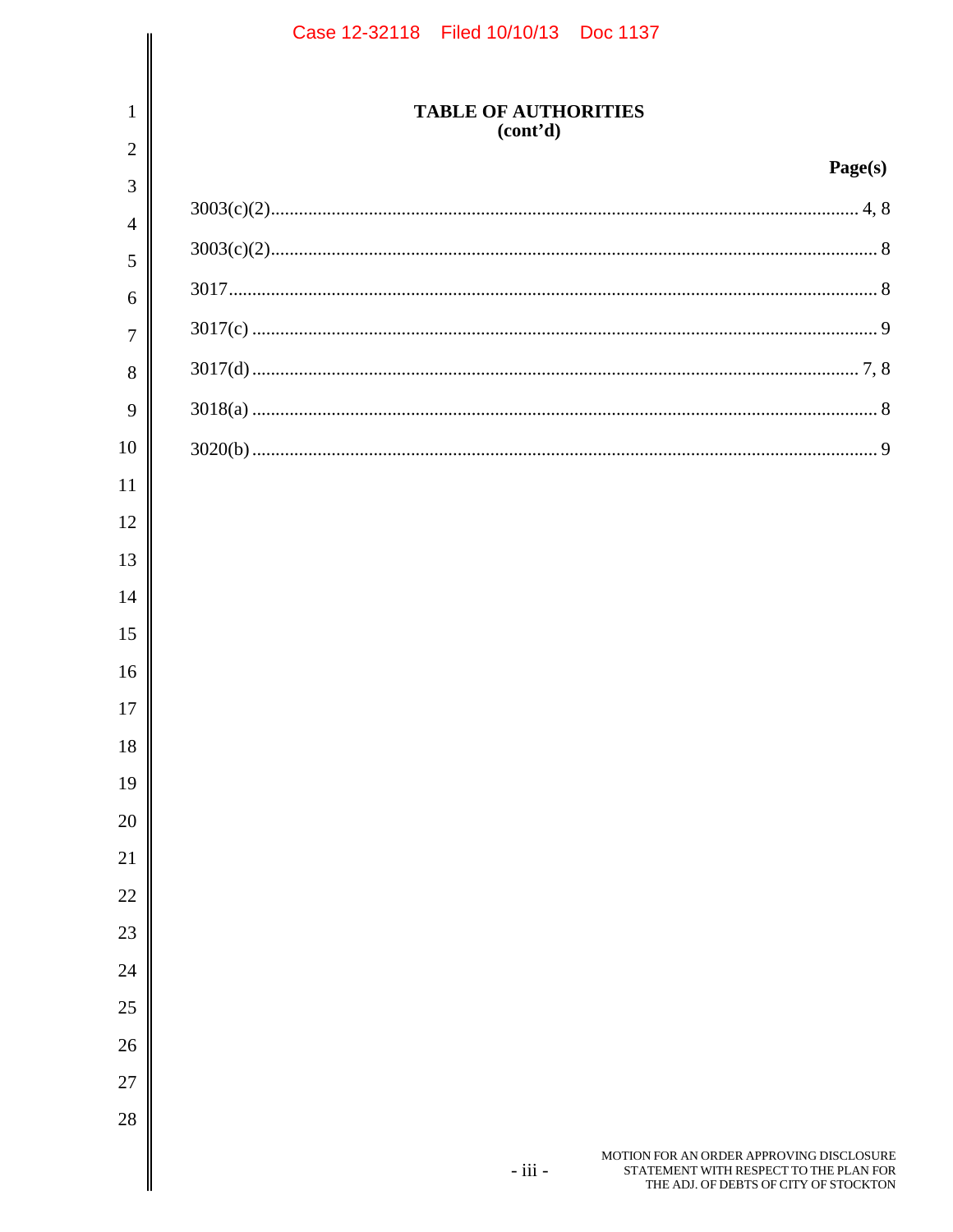**TABLE OF AUTHORITIES**
**(cont'd)**

| | Page(s) |
|---|---|
| 3003(c)(2) | 4, 8 |
| 3003(c)(2) | 8 |
| 3017 | 8 |
| 3017(c) | 9 |
| 3017(d) | 7, 8 |
| 3018(a) | 8 |
| 3020(b) | 9 |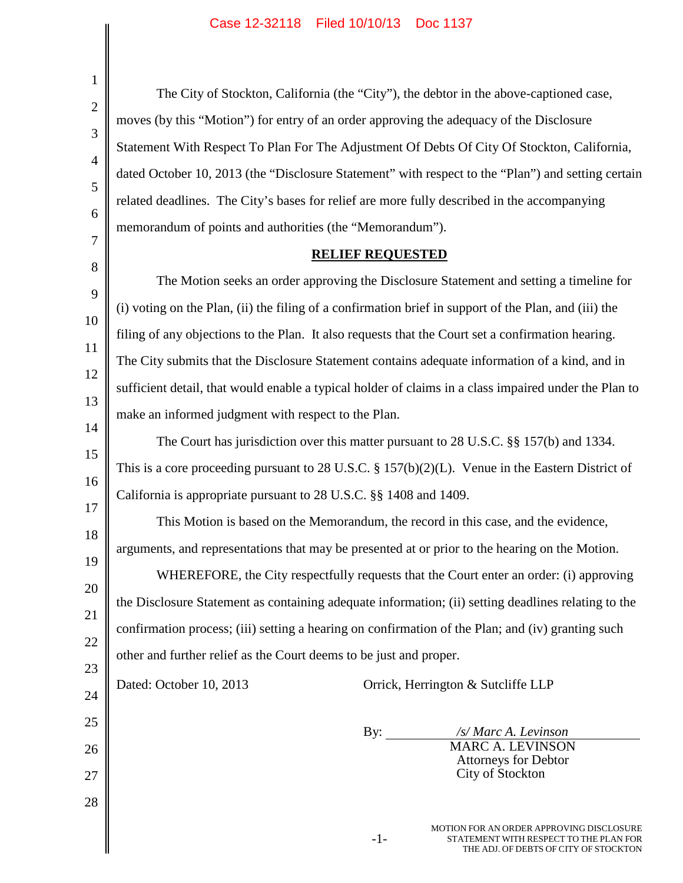The City of Stockton, California (the "City"), the debtor in the above-captioned case, moves (by this "Motion") for entry of an order approving the adequacy of the Disclosure Statement With Respect To Plan For The Adjustment Of Debts Of City Of Stockton, California, dated October 10, 2013 (the "Disclosure Statement" with respect to the "Plan") and setting certain related deadlines. The City's bases for relief are more fully described in the accompanying memorandum of points and authorities (the "Memorandum").

## RELIEF REQUESTED

The Motion seeks an order approving the Disclosure Statement and setting a timeline for (i) voting on the Plan, (ii) the filing of a confirmation brief in support of the Plan, and (iii) the filing of any objections to the Plan. It also requests that the Court set a confirmation hearing. The City submits that the Disclosure Statement contains adequate information of a kind, and in sufficient detail, that would enable a typical holder of claims in a class impaired under the Plan to make an informed judgment with respect to the Plan.

The Court has jurisdiction over this matter pursuant to 28 U.S.C. §§ 157(b) and 1334. This is a core proceeding pursuant to 28 U.S.C. § 157(b)(2)(L). Venue in the Eastern District of California is appropriate pursuant to 28 U.S.C. §§ 1408 and 1409.

This Motion is based on the Memorandum, the record in this case, and the evidence, arguments, and representations that may be presented at or prior to the hearing on the Motion.

WHEREFORE, the City respectfully requests that the Court enter an order: (i) approving the Disclosure Statement as containing adequate information; (ii) setting deadlines relating to the confirmation process; (iii) setting a hearing on confirmation of the Plan; and (iv) granting such other and further relief as the Court deems to be just and proper.

Dated: October 10, 2013

Orrick, Herrington & Sutcliffe LLP

By: */s/ Marc A. Levinson*
MARC A. LEVINSON
Attorneys for Debtor
City of Stockton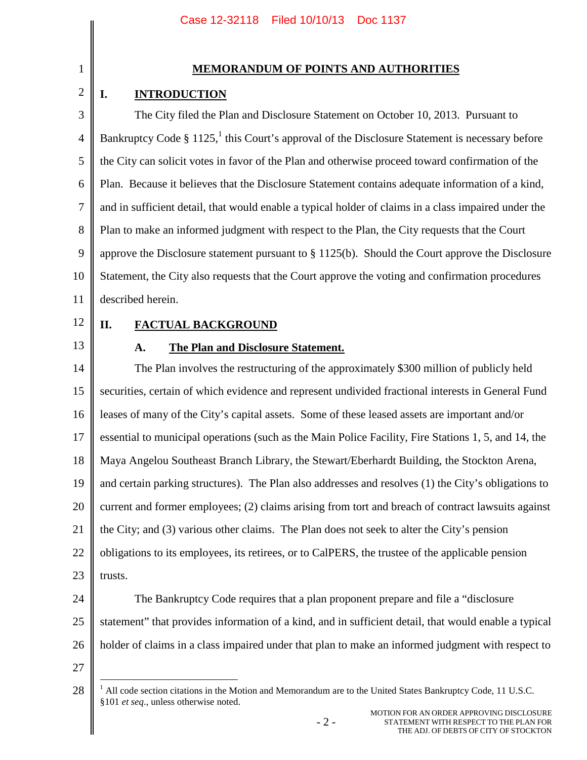# MEMORANDUM OF POINTS AND AUTHORITIES

## I. INTRODUCTION

The City filed the Plan and Disclosure Statement on October 10, 2013. Pursuant to Bankruptcy Code § 1125,[1] this Court's approval of the Disclosure Statement is necessary before the City can solicit votes in favor of the Plan and otherwise proceed toward confirmation of the Plan. Because it believes that the Disclosure Statement contains adequate information of a kind, and in sufficient detail, that would enable a typical holder of claims in a class impaired under the Plan to make an informed judgment with respect to the Plan, the City requests that the Court approve the Disclosure statement pursuant to § 1125(b). Should the Court approve the Disclosure Statement, the City also requests that the Court approve the voting and confirmation procedures described herein.

## II. FACTUAL BACKGROUND

### A. The Plan and Disclosure Statement.

The Plan involves the restructuring of the approximately $300 million of publicly held securities, certain of which evidence and represent undivided fractional interests in General Fund leases of many of the City's capital assets. Some of these leased assets are important and/or essential to municipal operations (such as the Main Police Facility, Fire Stations 1, 5, and 14, the Maya Angelou Southeast Branch Library, the Stewart/Eberhardt Building, the Stockton Arena, and certain parking structures). The Plan also addresses and resolves (1) the City's obligations to current and former employees; (2) claims arising from tort and breach of contract lawsuits against the City; and (3) various other claims. The Plan does not seek to alter the City's pension obligations to its employees, its retirees, or to CalPERS, the trustee of the applicable pension trusts.

The Bankruptcy Code requires that a plan proponent prepare and file a "disclosure statement" that provides information of a kind, and in sufficient detail, that would enable a typical holder of claims in a class impaired under that plan to make an informed judgment with respect to

---

[1] All code section citations in the Motion and Memorandum are to the United States Bankruptcy Code, 11 U.S.C. §101 *et seq*., unless otherwise noted.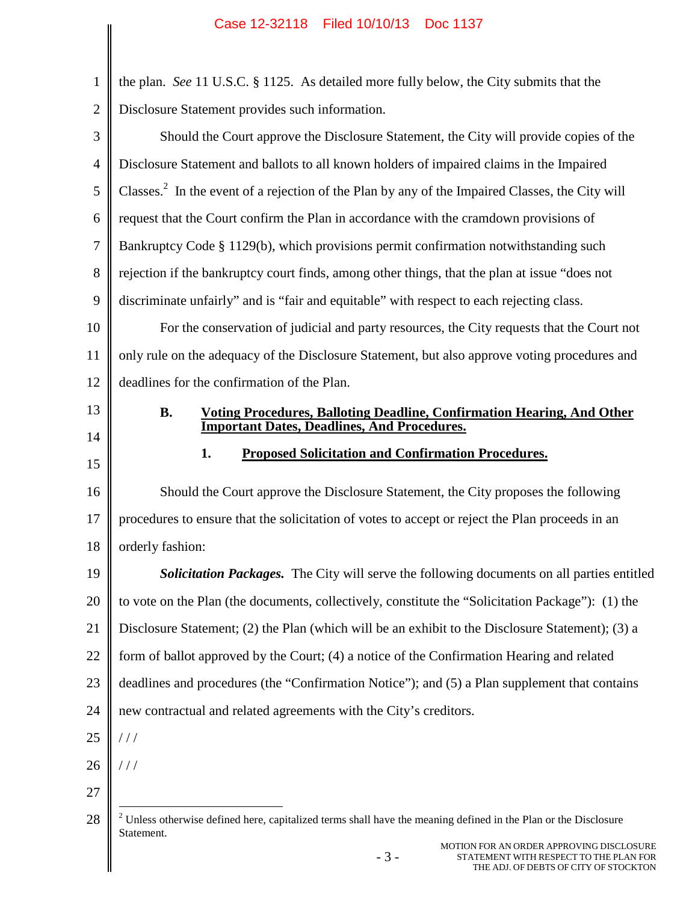the plan. *See* 11 U.S.C. § 1125. As detailed more fully below, the City submits that the Disclosure Statement provides such information.

Should the Court approve the Disclosure Statement, the City will provide copies of the Disclosure Statement and ballots to all known holders of impaired claims in the Impaired Classes.[2] In the event of a rejection of the Plan by any of the Impaired Classes, the City will request that the Court confirm the Plan in accordance with the cramdown provisions of Bankruptcy Code § 1129(b), which provisions permit confirmation notwithstanding such rejection if the bankruptcy court finds, among other things, that the plan at issue "does not discriminate unfairly" and is "fair and equitable" with respect to each rejecting class.

For the conservation of judicial and party resources, the City requests that the Court not only rule on the adequacy of the Disclosure Statement, but also approve voting procedures and deadlines for the confirmation of the Plan.

### B. Voting Procedures, Balloting Deadline, Confirmation Hearing, And Other Important Dates, Deadlines, And Procedures.

#### 1. Proposed Solicitation and Confirmation Procedures.

Should the Court approve the Disclosure Statement, the City proposes the following procedures to ensure that the solicitation of votes to accept or reject the Plan proceeds in an orderly fashion:

***Solicitation Packages.*** The City will serve the following documents on all parties entitled to vote on the Plan (the documents, collectively, constitute the "Solicitation Package"): (1) the Disclosure Statement; (2) the Plan (which will be an exhibit to the Disclosure Statement); (3) a form of ballot approved by the Court; (4) a notice of the Confirmation Hearing and related deadlines and procedures (the "Confirmation Notice"); and (5) a Plan supplement that contains new contractual and related agreements with the City's creditors.

/ / /

/ / /

[2] Unless otherwise defined here, capitalized terms shall have the meaning defined in the Plan or the Disclosure Statement.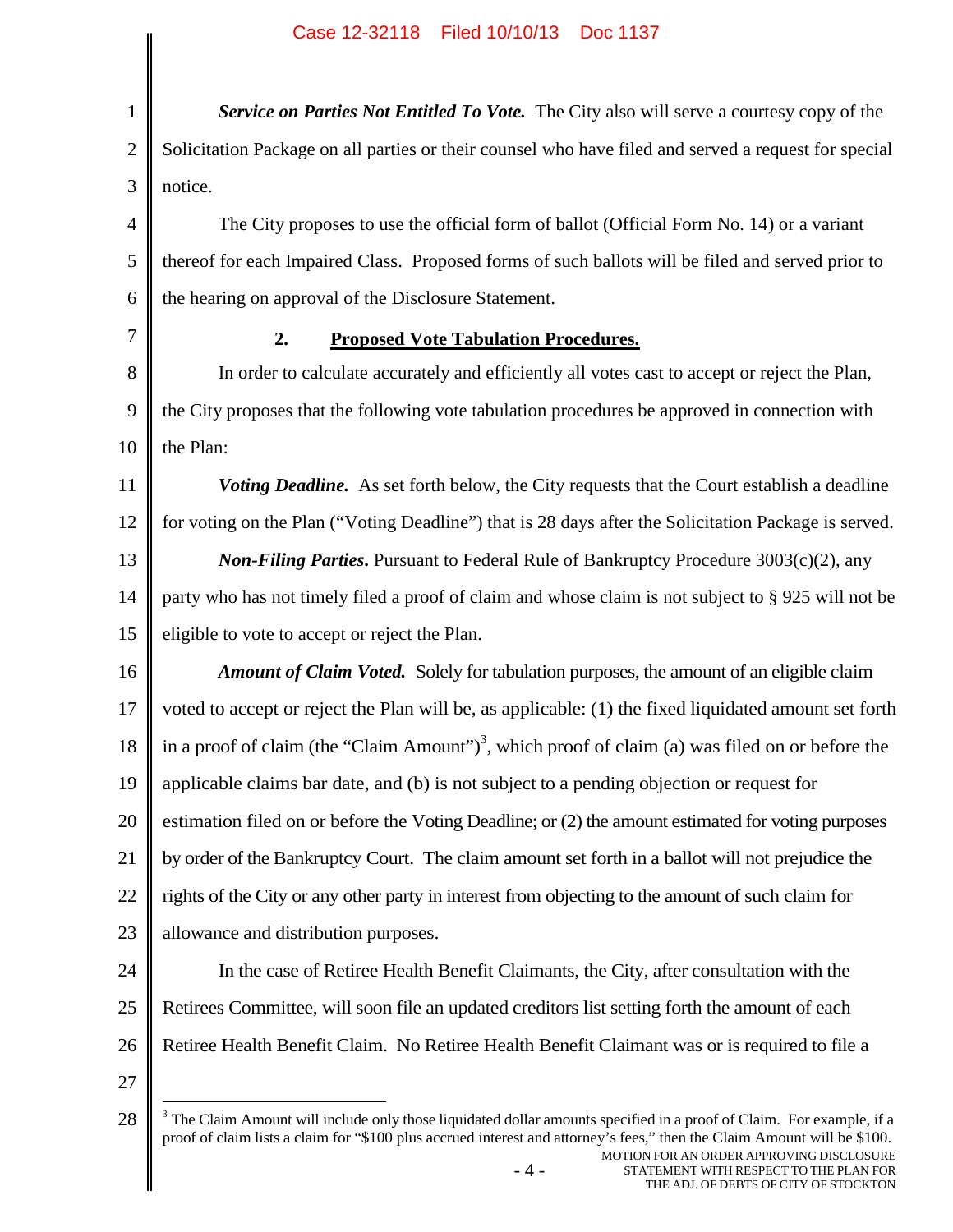***Service on Parties Not Entitled To Vote.*** The City also will serve a courtesy copy of the Solicitation Package on all parties or their counsel who have filed and served a request for special notice.

The City proposes to use the official form of ballot (Official Form No. 14) or a variant thereof for each Impaired Class. Proposed forms of such ballots will be filed and served prior to the hearing on approval of the Disclosure Statement.

### 2. Proposed Vote Tabulation Procedures.

In order to calculate accurately and efficiently all votes cast to accept or reject the Plan, the City proposes that the following vote tabulation procedures be approved in connection with the Plan:

***Voting Deadline.*** As set forth below, the City requests that the Court establish a deadline for voting on the Plan ("Voting Deadline") that is 28 days after the Solicitation Package is served.

***Non-Filing Parties***. Pursuant to Federal Rule of Bankruptcy Procedure 3003(c)(2), any party who has not timely filed a proof of claim and whose claim is not subject to § 925 will not be eligible to vote to accept or reject the Plan.

***Amount of Claim Voted.*** Solely for tabulation purposes, the amount of an eligible claim voted to accept or reject the Plan will be, as applicable: (1) the fixed liquidated amount set forth in a proof of claim (the "Claim Amount")[3], which proof of claim (a) was filed on or before the applicable claims bar date, and (b) is not subject to a pending objection or request for estimation filed on or before the Voting Deadline; or (2) the amount estimated for voting purposes by order of the Bankruptcy Court. The claim amount set forth in a ballot will not prejudice the rights of the City or any other party in interest from objecting to the amount of such claim for allowance and distribution purposes.

In the case of Retiree Health Benefit Claimants, the City, after consultation with the Retirees Committee, will soon file an updated creditors list setting forth the amount of each Retiree Health Benefit Claim. No Retiree Health Benefit Claimant was or is required to file a

---

[3] The Claim Amount will include only those liquidated dollar amounts specified in a proof of Claim. For example, if a proof of claim lists a claim for "$100 plus accrued interest and attorney's fees," then the Claim Amount will be $100.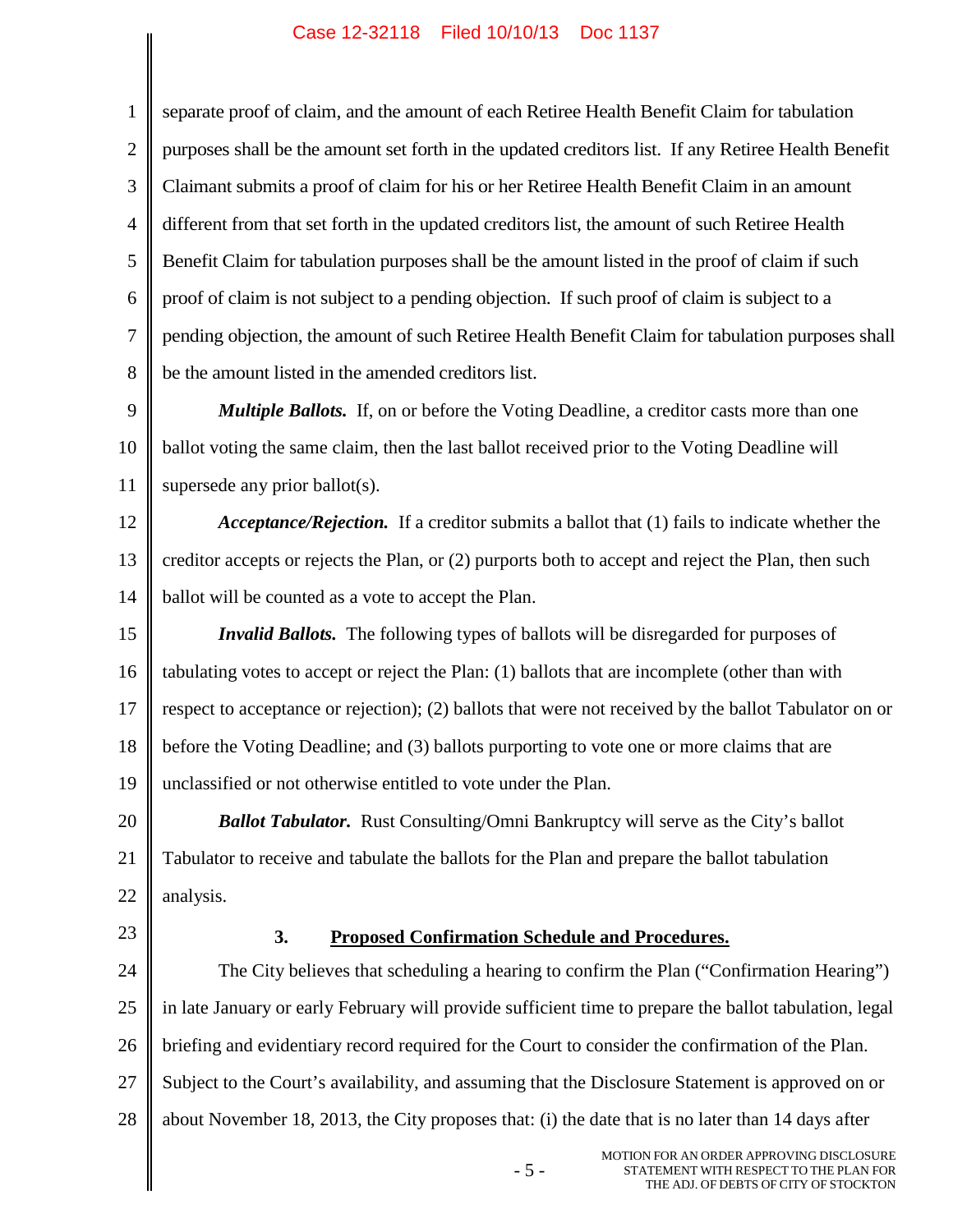separate proof of claim, and the amount of each Retiree Health Benefit Claim for tabulation purposes shall be the amount set forth in the updated creditors list. If any Retiree Health Benefit Claimant submits a proof of claim for his or her Retiree Health Benefit Claim in an amount different from that set forth in the updated creditors list, the amount of such Retiree Health Benefit Claim for tabulation purposes shall be the amount listed in the proof of claim if such proof of claim is not subject to a pending objection. If such proof of claim is subject to a pending objection, the amount of such Retiree Health Benefit Claim for tabulation purposes shall be the amount listed in the amended creditors list.

***Multiple Ballots.*** If, on or before the Voting Deadline, a creditor casts more than one ballot voting the same claim, then the last ballot received prior to the Voting Deadline will supersede any prior ballot(s).

***Acceptance/Rejection.*** If a creditor submits a ballot that (1) fails to indicate whether the creditor accepts or rejects the Plan, or (2) purports both to accept and reject the Plan, then such ballot will be counted as a vote to accept the Plan.

***Invalid Ballots.*** The following types of ballots will be disregarded for purposes of tabulating votes to accept or reject the Plan: (1) ballots that are incomplete (other than with respect to acceptance or rejection); (2) ballots that were not received by the ballot Tabulator on or before the Voting Deadline; and (3) ballots purporting to vote one or more claims that are unclassified or not otherwise entitled to vote under the Plan.

***Ballot Tabulator.*** Rust Consulting/Omni Bankruptcy will serve as the City's ballot Tabulator to receive and tabulate the ballots for the Plan and prepare the ballot tabulation analysis.

### 3. <u>Proposed Confirmation Schedule and Procedures.</u>

The City believes that scheduling a hearing to confirm the Plan ("Confirmation Hearing") in late January or early February will provide sufficient time to prepare the ballot tabulation, legal briefing and evidentiary record required for the Court to consider the confirmation of the Plan. Subject to the Court's availability, and assuming that the Disclosure Statement is approved on or about November 18, 2013, the City proposes that: (i) the date that is no later than 14 days after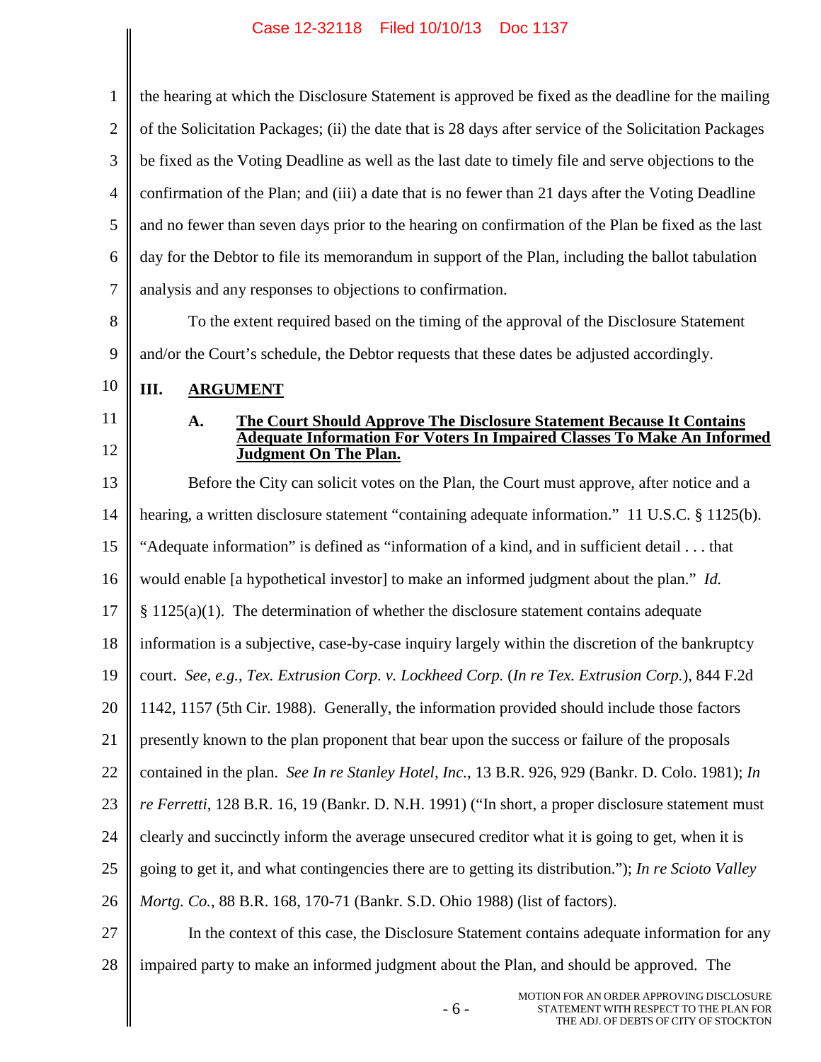the hearing at which the Disclosure Statement is approved be fixed as the deadline for the mailing of the Solicitation Packages; (ii) the date that is 28 days after service of the Solicitation Packages be fixed as the Voting Deadline as well as the last date to timely file and serve objections to the confirmation of the Plan; and (iii) a date that is no fewer than 21 days after the Voting Deadline and no fewer than seven days prior to the hearing on confirmation of the Plan be fixed as the last day for the Debtor to file its memorandum in support of the Plan, including the ballot tabulation analysis and any responses to objections to confirmation.

To the extent required based on the timing of the approval of the Disclosure Statement and/or the Court's schedule, the Debtor requests that these dates be adjusted accordingly.

## III. ARGUMENT

### A. The Court Should Approve The Disclosure Statement Because It Contains Adequate Information For Voters In Impaired Classes To Make An Informed Judgment On The Plan.

Before the City can solicit votes on the Plan, the Court must approve, after notice and a hearing, a written disclosure statement "containing adequate information." 11 U.S.C. § 1125(b). "Adequate information" is defined as "information of a kind, and in sufficient detail . . . that would enable [a hypothetical investor] to make an informed judgment about the plan." *Id.* § 1125(a)(1). The determination of whether the disclosure statement contains adequate information is a subjective, case-by-case inquiry largely within the discretion of the bankruptcy court. *See, e.g.*, *Tex. Extrusion Corp. v. Lockheed Corp.* (*In re Tex. Extrusion Corp.*), 844 F.2d 1142, 1157 (5th Cir. 1988). Generally, the information provided should include those factors presently known to the plan proponent that bear upon the success or failure of the proposals contained in the plan. *See In re Stanley Hotel, Inc.*, 13 B.R. 926, 929 (Bankr. D. Colo. 1981); *In re Ferretti*, 128 B.R. 16, 19 (Bankr. D. N.H. 1991) ("In short, a proper disclosure statement must clearly and succinctly inform the average unsecured creditor what it is going to get, when it is going to get it, and what contingencies there are to getting its distribution."); *In re Scioto Valley Mortg. Co.*, 88 B.R. 168, 170-71 (Bankr. S.D. Ohio 1988) (list of factors).

In the context of this case, the Disclosure Statement contains adequate information for any impaired party to make an informed judgment about the Plan, and should be approved. The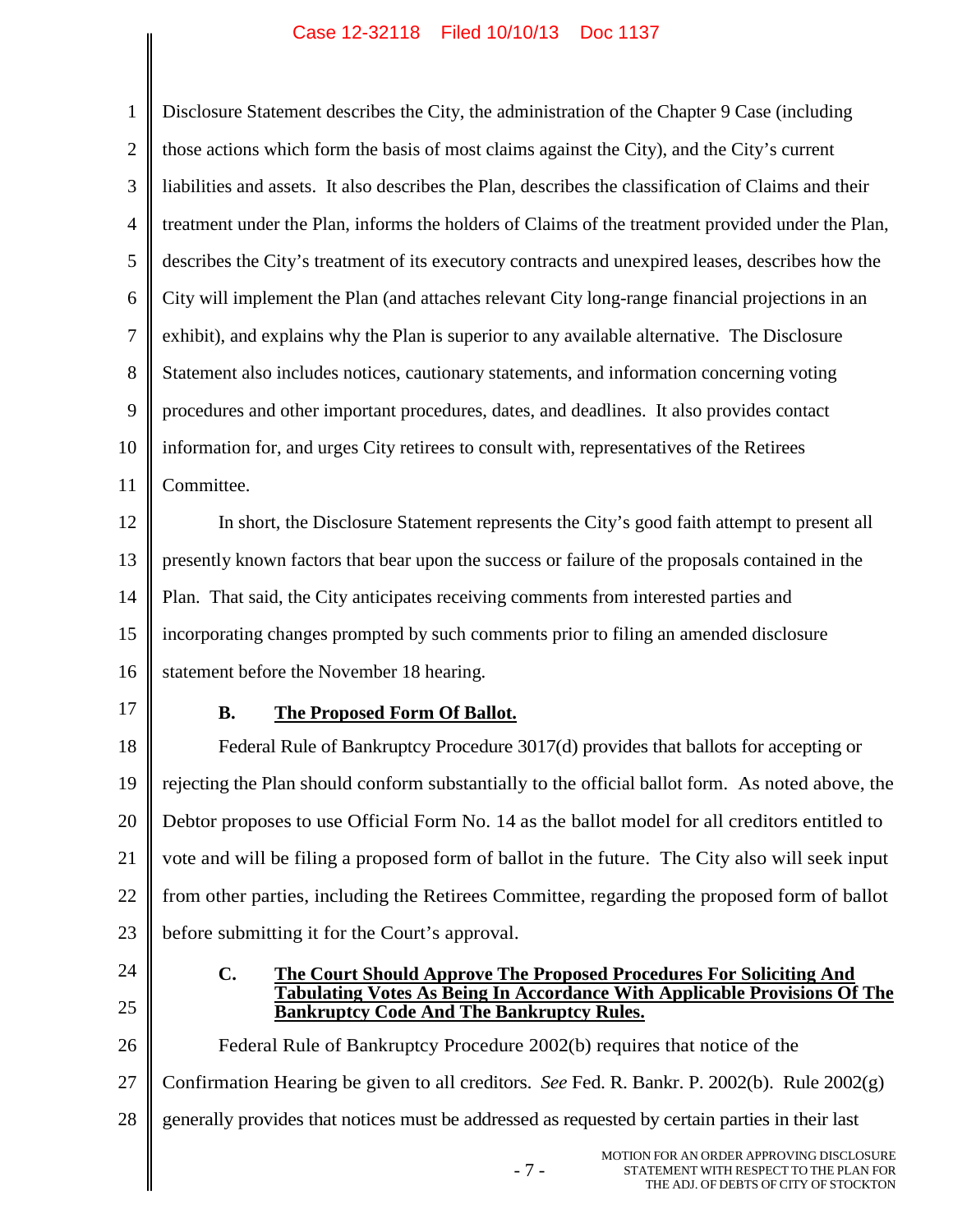Disclosure Statement describes the City, the administration of the Chapter 9 Case (including those actions which form the basis of most claims against the City), and the City's current liabilities and assets. It also describes the Plan, describes the classification of Claims and their treatment under the Plan, informs the holders of Claims of the treatment provided under the Plan, describes the City's treatment of its executory contracts and unexpired leases, describes how the City will implement the Plan (and attaches relevant City long-range financial projections in an exhibit), and explains why the Plan is superior to any available alternative. The Disclosure Statement also includes notices, cautionary statements, and information concerning voting procedures and other important procedures, dates, and deadlines. It also provides contact information for, and urges City retirees to consult with, representatives of the Retirees Committee.

In short, the Disclosure Statement represents the City's good faith attempt to present all presently known factors that bear upon the success or failure of the proposals contained in the Plan. That said, the City anticipates receiving comments from interested parties and incorporating changes prompted by such comments prior to filing an amended disclosure statement before the November 18 hearing.

### B. The Proposed Form Of Ballot.

Federal Rule of Bankruptcy Procedure 3017(d) provides that ballots for accepting or rejecting the Plan should conform substantially to the official ballot form. As noted above, the Debtor proposes to use Official Form No. 14 as the ballot model for all creditors entitled to vote and will be filing a proposed form of ballot in the future. The City also will seek input from other parties, including the Retirees Committee, regarding the proposed form of ballot before submitting it for the Court's approval.

### C. The Court Should Approve The Proposed Procedures For Soliciting And Tabulating Votes As Being In Accordance With Applicable Provisions Of The Bankruptcy Code And The Bankruptcy Rules.

Federal Rule of Bankruptcy Procedure 2002(b) requires that notice of the Confirmation Hearing be given to all creditors. *See* Fed. R. Bankr. P. 2002(b). Rule 2002(g) generally provides that notices must be addressed as requested by certain parties in their last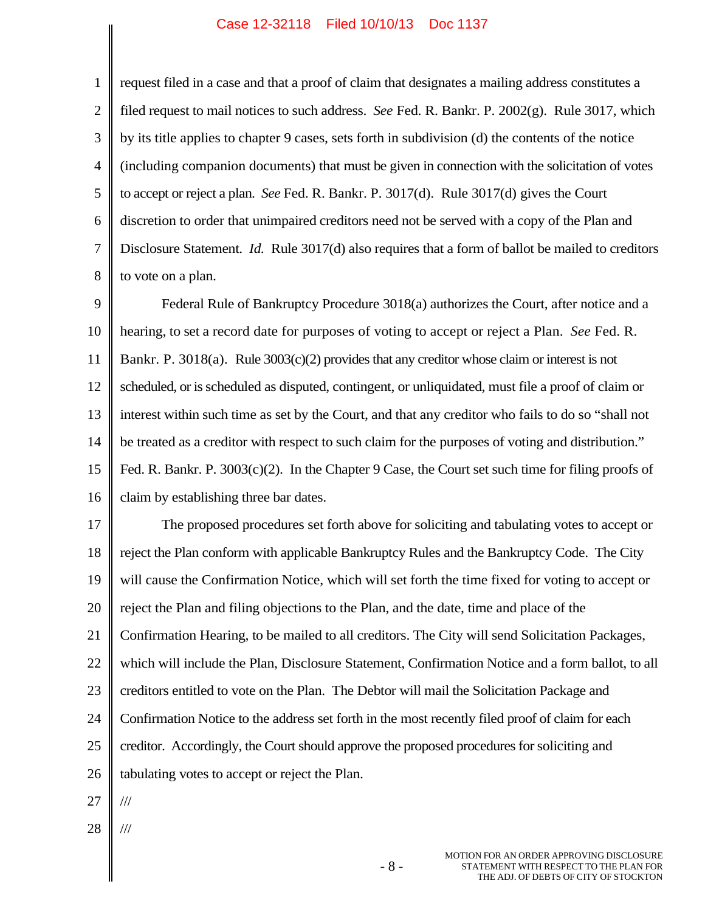request filed in a case and that a proof of claim that designates a mailing address constitutes a filed request to mail notices to such address. *See* Fed. R. Bankr. P. 2002(g). Rule 3017, which by its title applies to chapter 9 cases, sets forth in subdivision (d) the contents of the notice (including companion documents) that must be given in connection with the solicitation of votes to accept or reject a plan. *See* Fed. R. Bankr. P. 3017(d). Rule 3017(d) gives the Court discretion to order that unimpaired creditors need not be served with a copy of the Plan and Disclosure Statement. *Id.* Rule 3017(d) also requires that a form of ballot be mailed to creditors to vote on a plan.

Federal Rule of Bankruptcy Procedure 3018(a) authorizes the Court, after notice and a hearing, to set a record date for purposes of voting to accept or reject a Plan. *See* Fed. R. Bankr. P. 3018(a). Rule 3003(c)(2) provides that any creditor whose claim or interest is not scheduled, or is scheduled as disputed, contingent, or unliquidated, must file a proof of claim or interest within such time as set by the Court, and that any creditor who fails to do so "shall not be treated as a creditor with respect to such claim for the purposes of voting and distribution." Fed. R. Bankr. P. 3003(c)(2). In the Chapter 9 Case, the Court set such time for filing proofs of claim by establishing three bar dates.

The proposed procedures set forth above for soliciting and tabulating votes to accept or reject the Plan conform with applicable Bankruptcy Rules and the Bankruptcy Code. The City will cause the Confirmation Notice, which will set forth the time fixed for voting to accept or reject the Plan and filing objections to the Plan, and the date, time and place of the Confirmation Hearing, to be mailed to all creditors. The City will send Solicitation Packages, which will include the Plan, Disclosure Statement, Confirmation Notice and a form ballot, to all creditors entitled to vote on the Plan. The Debtor will mail the Solicitation Package and Confirmation Notice to the address set forth in the most recently filed proof of claim for each creditor. Accordingly, the Court should approve the proposed procedures for soliciting and tabulating votes to accept or reject the Plan.

///

///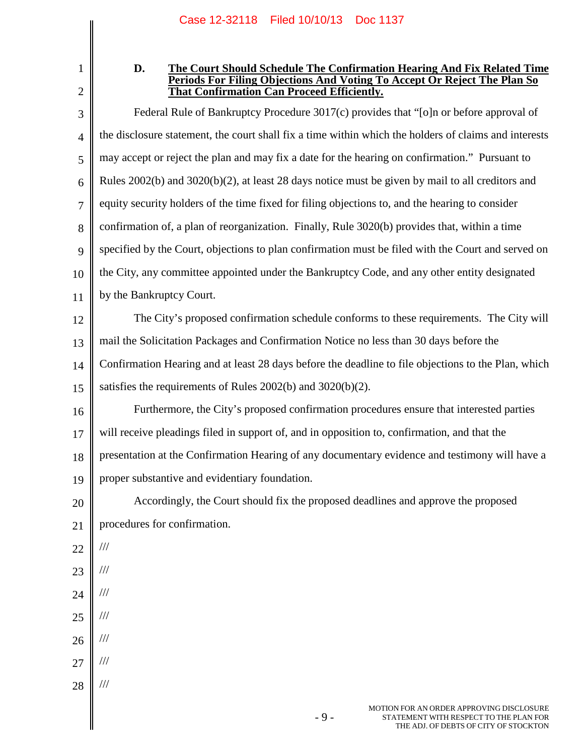### D. The Court Should Schedule The Confirmation Hearing And Fix Related Time Periods For Filing Objections And Voting To Accept Or Reject The Plan So That Confirmation Can Proceed Efficiently.

Federal Rule of Bankruptcy Procedure 3017(c) provides that "[o]n or before approval of the disclosure statement, the court shall fix a time within which the holders of claims and interests may accept or reject the plan and may fix a date for the hearing on confirmation." Pursuant to Rules 2002(b) and 3020(b)(2), at least 28 days notice must be given by mail to all creditors and equity security holders of the time fixed for filing objections to, and the hearing to consider confirmation of, a plan of reorganization. Finally, Rule 3020(b) provides that, within a time specified by the Court, objections to plan confirmation must be filed with the Court and served on the City, any committee appointed under the Bankruptcy Code, and any other entity designated by the Bankruptcy Court.

The City's proposed confirmation schedule conforms to these requirements. The City will mail the Solicitation Packages and Confirmation Notice no less than 30 days before the Confirmation Hearing and at least 28 days before the deadline to file objections to the Plan, which satisfies the requirements of Rules 2002(b) and 3020(b)(2).

Furthermore, the City's proposed confirmation procedures ensure that interested parties will receive pleadings filed in support of, and in opposition to, confirmation, and that the presentation at the Confirmation Hearing of any documentary evidence and testimony will have a proper substantive and evidentiary foundation.

Accordingly, the Court should fix the proposed deadlines and approve the proposed procedures for confirmation.

///

///

///

///

///

///

///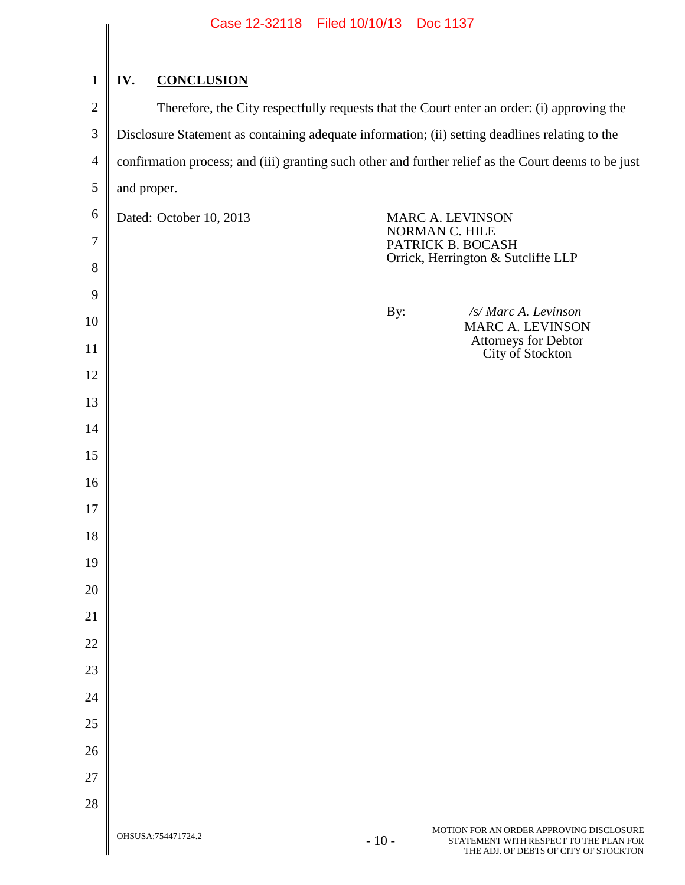## IV. CONCLUSION

Therefore, the City respectfully requests that the Court enter an order: (i) approving the Disclosure Statement as containing adequate information; (ii) setting deadlines relating to the confirmation process; and (iii) granting such other and further relief as the Court deems to be just and proper.

Dated: October 10, 2013

MARC A. LEVINSON
NORMAN C. HILE
PATRICK B. BOCASH
Orrick, Herrington & Sutcliffe LLP

By: */s/ Marc A. Levinson*
MARC A. LEVINSON
Attorneys for Debtor
City of Stockton